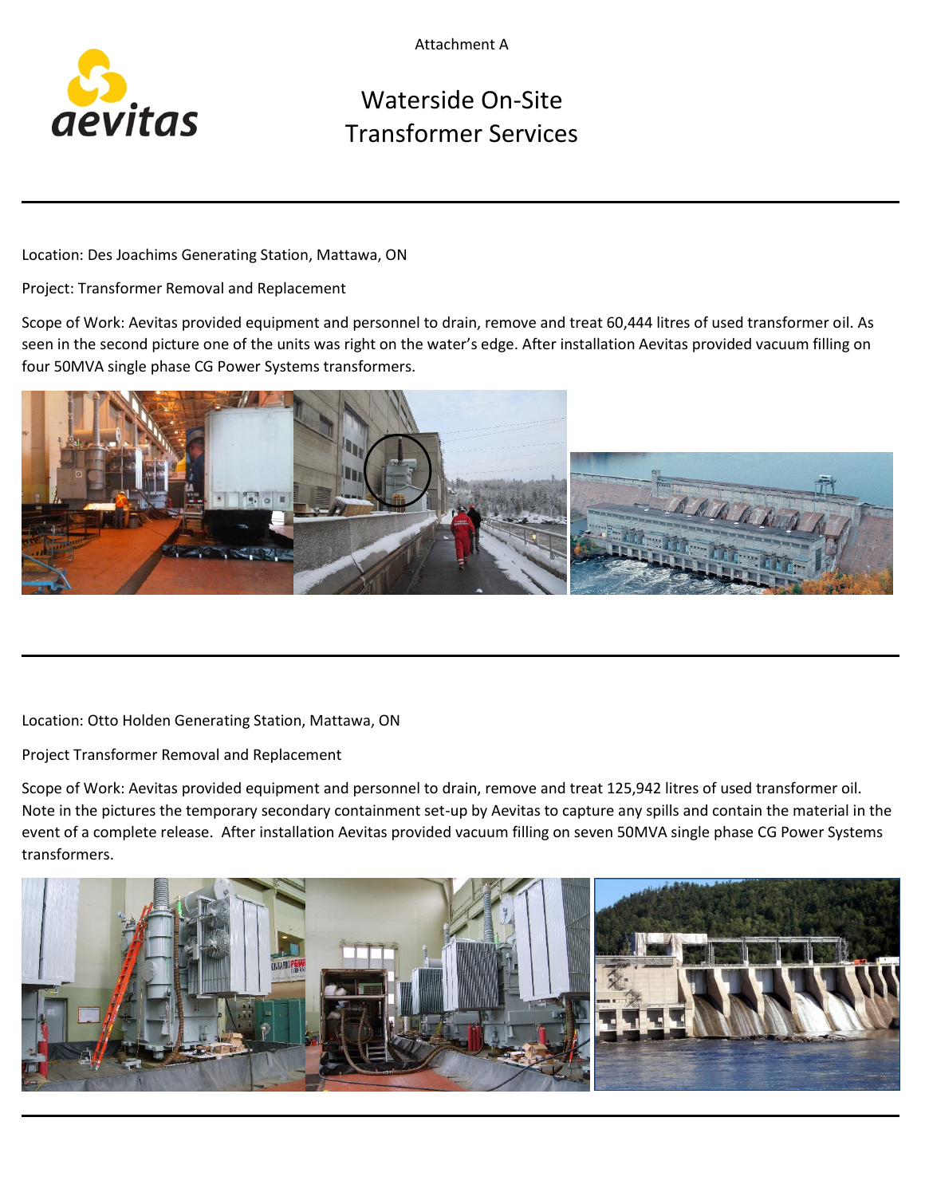Attachment A

# Waterside On-Site Transformer Services

---

Location: Des Joachims Generating Station, Mattawa, ON

Project: Transformer Removal and Replacement

Scope of Work: Aevitas provided equipment and personnel to drain, remove and treat 60,444 litres of used transformer oil. As seen in the second picture one of the units was right on the water's edge. After installation Aevitas provided vacuum filling on four 50MVA single phase CG Power Systems transformers.

---

Location: Otto Holden Generating Station, Mattawa, ON

Project Transformer Removal and Replacement

Scope of Work: Aevitas provided equipment and personnel to drain, remove and treat 125,942 litres of used transformer oil. Note in the pictures the temporary secondary containment set-up by Aevitas to capture any spills and contain the material in the event of a complete release. After installation Aevitas provided vacuum filling on seven 50MVA single phase CG Power Systems transformers.

---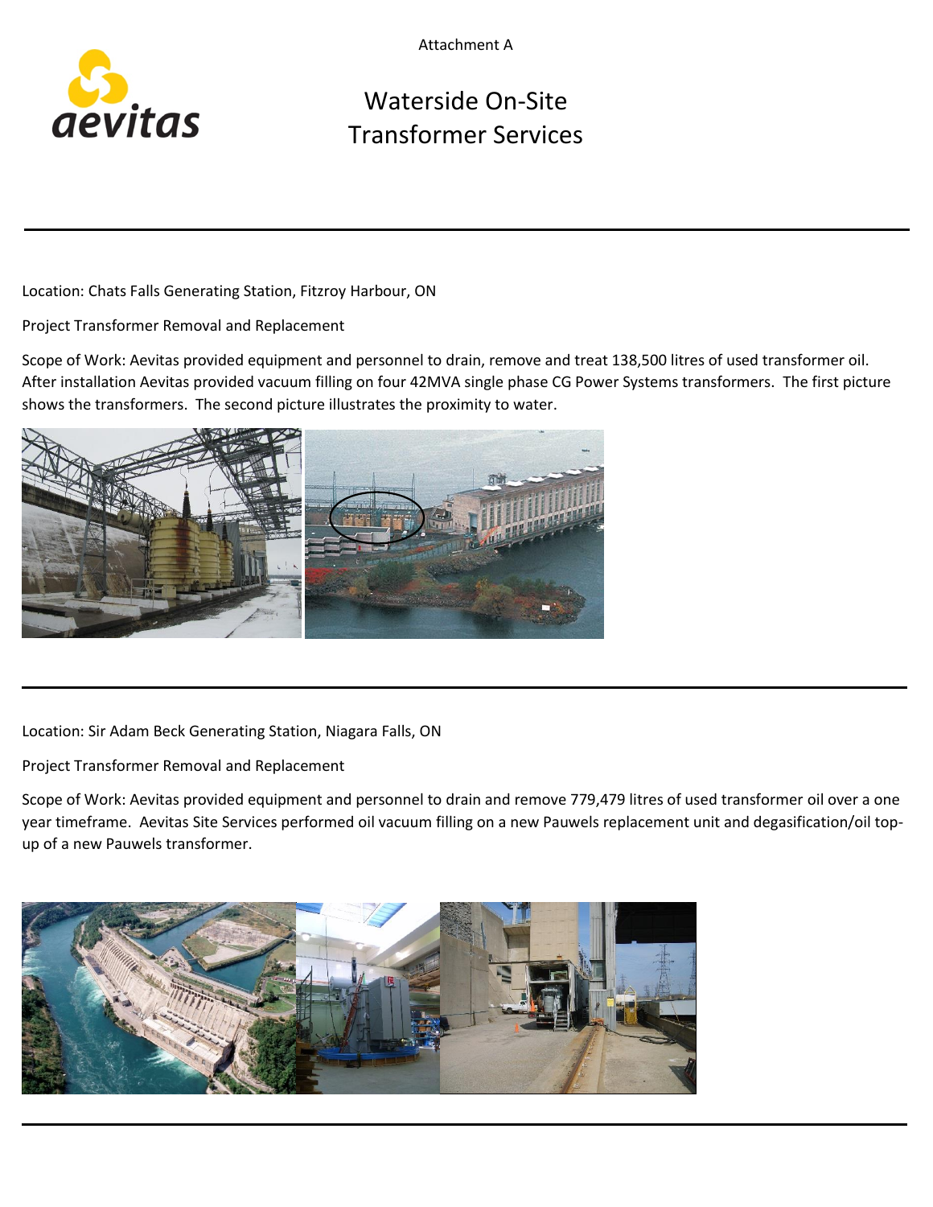Attachment A

# Waterside On-Site Transformer Services

---

Location: Chats Falls Generating Station, Fitzroy Harbour, ON

Project Transformer Removal and Replacement

Scope of Work: Aevitas provided equipment and personnel to drain, remove and treat 138,500 litres of used transformer oil. After installation Aevitas provided vacuum filling on four 42MVA single phase CG Power Systems transformers. The first picture shows the transformers. The second picture illustrates the proximity to water.

---

Location: Sir Adam Beck Generating Station, Niagara Falls, ON

Project Transformer Removal and Replacement

Scope of Work: Aevitas provided equipment and personnel to drain and remove 779,479 litres of used transformer oil over a one year timeframe. Aevitas Site Services performed oil vacuum filling on a new Pauwels replacement unit and degasification/oil top-up of a new Pauwels transformer.

---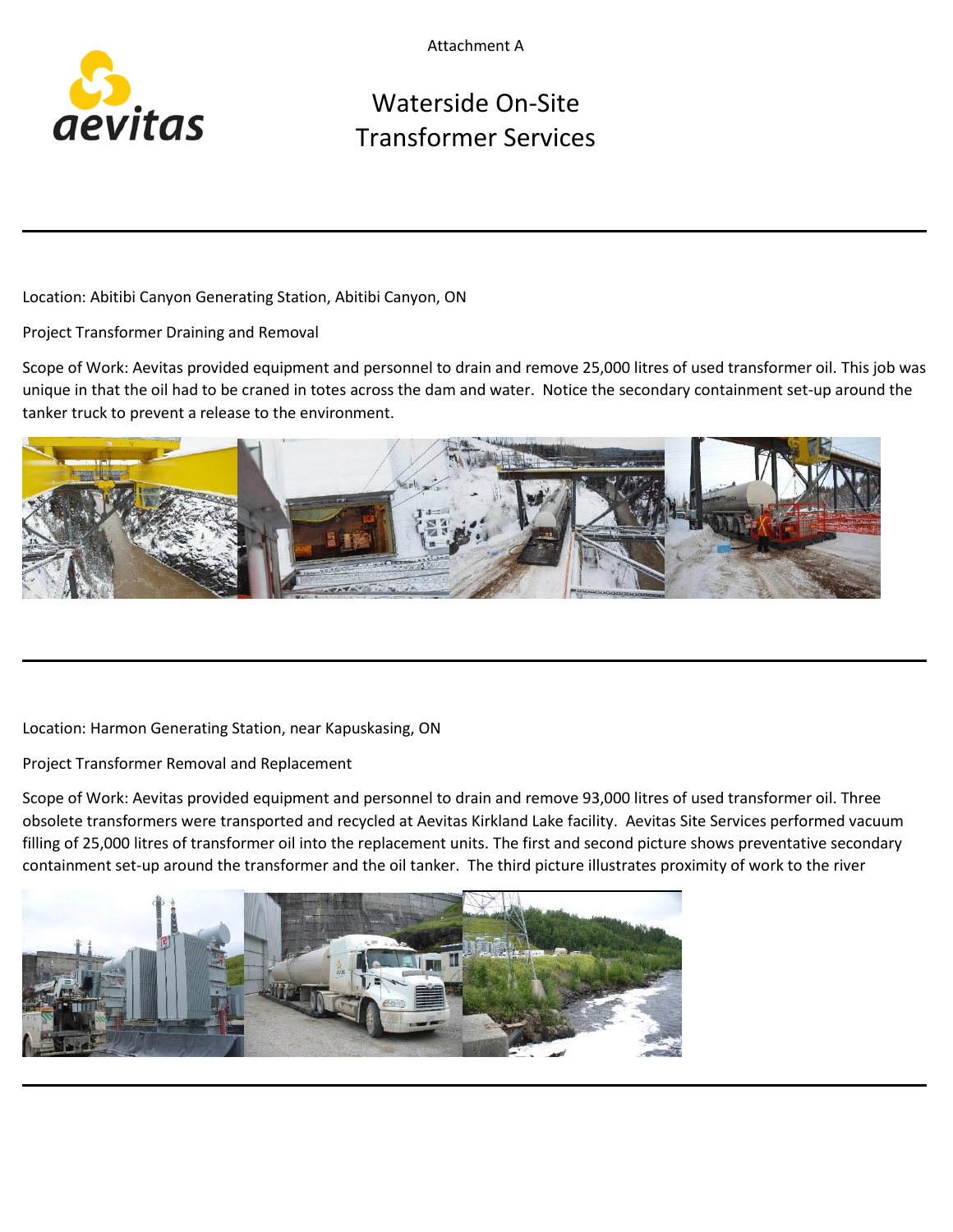Attachment A

aevitas

# Waterside On-Site Transformer Services

---

Location: Abitibi Canyon Generating Station, Abitibi Canyon, ON

Project Transformer Draining and Removal

Scope of Work: Aevitas provided equipment and personnel to drain and remove 25,000 litres of used transformer oil. This job was unique in that the oil had to be craned in totes across the dam and water. Notice the secondary containment set-up around the tanker truck to prevent a release to the environment.

---

Location: Harmon Generating Station, near Kapuskasing, ON

Project Transformer Removal and Replacement

Scope of Work: Aevitas provided equipment and personnel to drain and remove 93,000 litres of used transformer oil. Three obsolete transformers were transported and recycled at Aevitas Kirkland Lake facility. Aevitas Site Services performed vacuum filling of 25,000 litres of transformer oil into the replacement units. The first and second picture shows preventative secondary containment set-up around the transformer and the oil tanker. The third picture illustrates proximity of work to the river

---